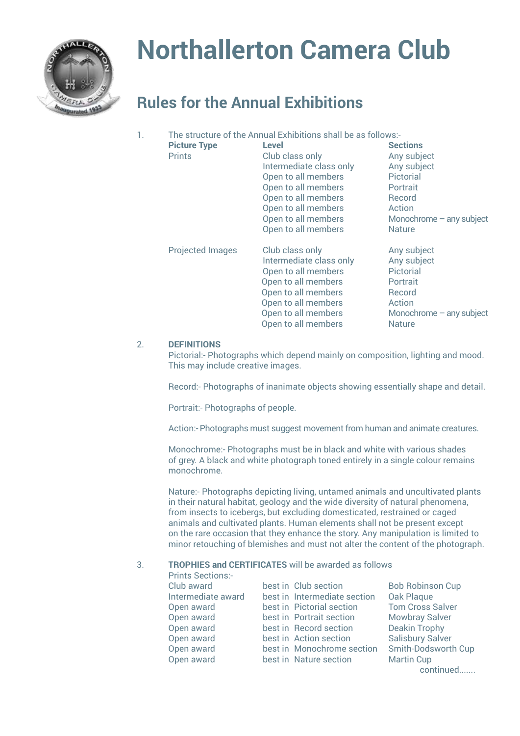# Northallerton Camera Club

## Rules for the Annual Exhibitions

1. The structure of the Annual Exhibitions shall be as follows:-

| Picture Type | Level | Sections |
|---|---|---|
| Prints | Club class only | Any subject |
| | Intermediate class only | Any subject |
| | Open to all members | Pictorial |
| | Open to all members | Portrait |
| | Open to all members | Record |
| | Open to all members | Action |
| | Open to all members | Monochrome – any subject |
| | Open to all members | Nature |
| Projected Images | Club class only | Any subject |
| | Intermediate class only | Any subject |
| | Open to all members | Pictorial |
| | Open to all members | Portrait |
| | Open to all members | Record |
| | Open to all members | Action |
| | Open to all members | Monochrome – any subject |
| | Open to all members | Nature |

2. **DEFINITIONS**

   Pictorial:- Photographs which depend mainly on composition, lighting and mood. This may include creative images.

   Record:- Photographs of inanimate objects showing essentially shape and detail.

   Portrait:- Photographs of people.

   Action:- Photographs must suggest movement from human and animate creatures.

   Monochrome:- Photographs must be in black and white with various shades of grey. A black and white photograph toned entirely in a single colour remains monochrome.

   Nature:- Photographs depicting living, untamed animals and uncultivated plants in their natural habitat, geology and the wide diversity of natural phenomena, from insects to icebergs, but excluding domesticated, restrained or caged animals and cultivated plants. Human elements shall not be present except on the rare occasion that they enhance the story. Any manipulation is limited to minor retouching of blemishes and must not alter the content of the photograph.

3. **TROPHIES and CERTIFICATES** will be awarded as follows

   Prints Sections:-

| | | |
|---|---|---|
| Club award | best in Club section | Bob Robinson Cup |
| Intermediate award | best in Intermediate section | Oak Plaque |
| Open award | best in Pictorial section | Tom Cross Salver |
| Open award | best in Portrait section | Mowbray Salver |
| Open award | best in Record section | Deakin Trophy |
| Open award | best in Action section | Salisbury Salver |
| Open award | best in Monochrome section | Smith-Dodsworth Cup |
| Open award | best in Nature section | Martin Cup |

continued.......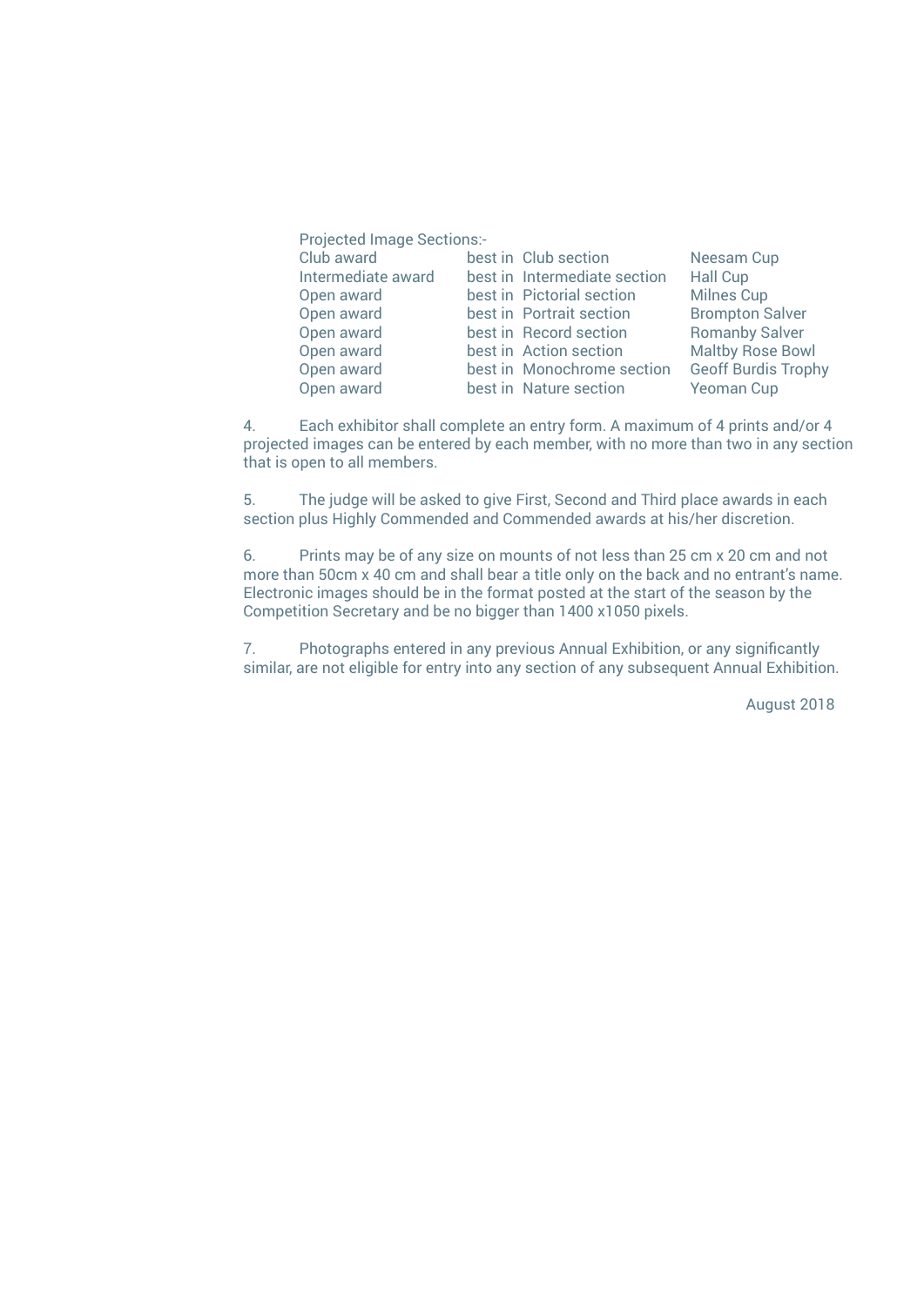Projected Image Sections:-

| | | |
|---|---|---|
| Club award | best in Club section | Neesam Cup |
| Intermediate award | best in Intermediate section | Hall Cup |
| Open award | best in Pictorial section | Milnes Cup |
| Open award | best in Portrait section | Brompton Salver |
| Open award | best in Record section | Romanby Salver |
| Open award | best in Action section | Maltby Rose Bowl |
| Open award | best in Monochrome section | Geoff Burdis Trophy |
| Open award | best in Nature section | Yeoman Cup |

4. Each exhibitor shall complete an entry form. A maximum of 4 prints and/or 4 projected images can be entered by each member, with no more than two in any section that is open to all members.

5. The judge will be asked to give First, Second and Third place awards in each section plus Highly Commended and Commended awards at his/her discretion.

6. Prints may be of any size on mounts of not less than 25 cm x 20 cm and not more than 50cm x 40 cm and shall bear a title only on the back and no entrant's name. Electronic images should be in the format posted at the start of the season by the Competition Secretary and be no bigger than 1400 x1050 pixels.

7. Photographs entered in any previous Annual Exhibition, or any significantly similar, are not eligible for entry into any section of any subsequent Annual Exhibition.

August 2018